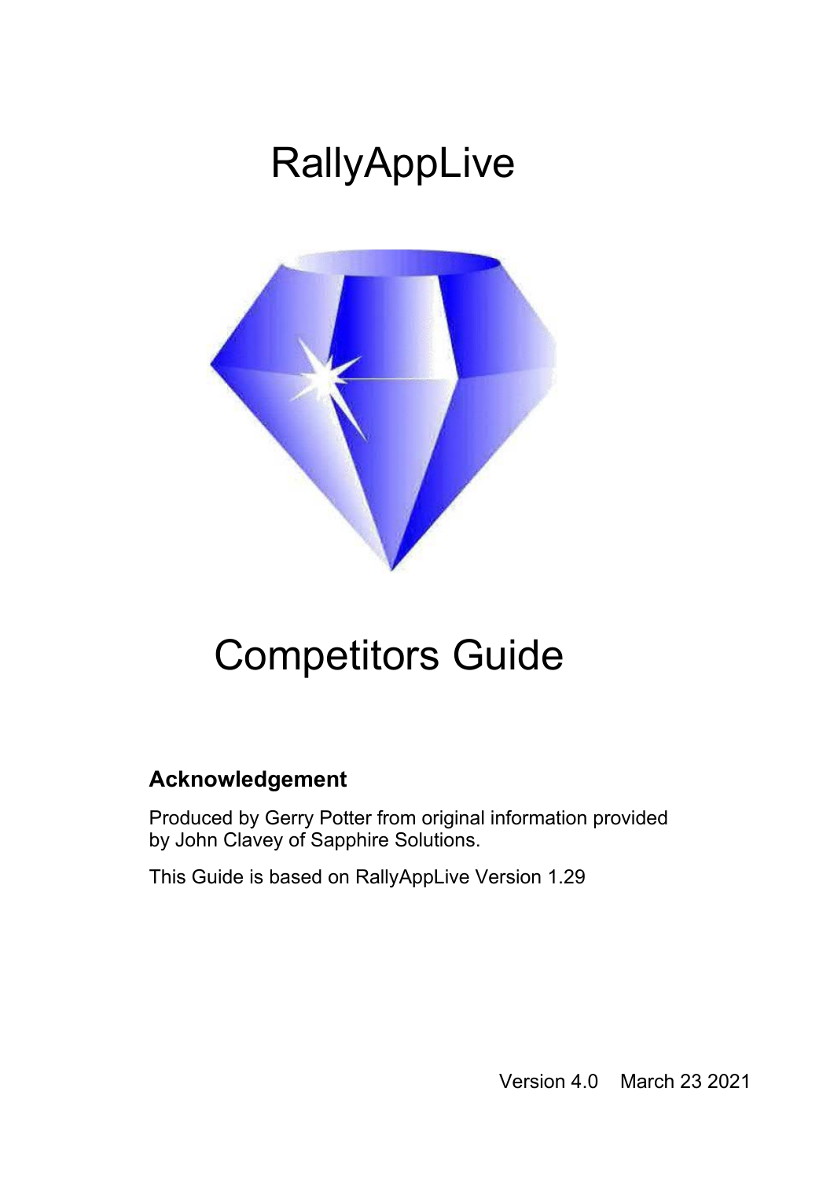# RallyAppLive

# Competitors Guide

## Acknowledgement

Produced by Gerry Potter from original information provided by John Clavey of Sapphire Solutions.

This Guide is based on RallyAppLive Version 1.29

Version 4.0 March 23 2021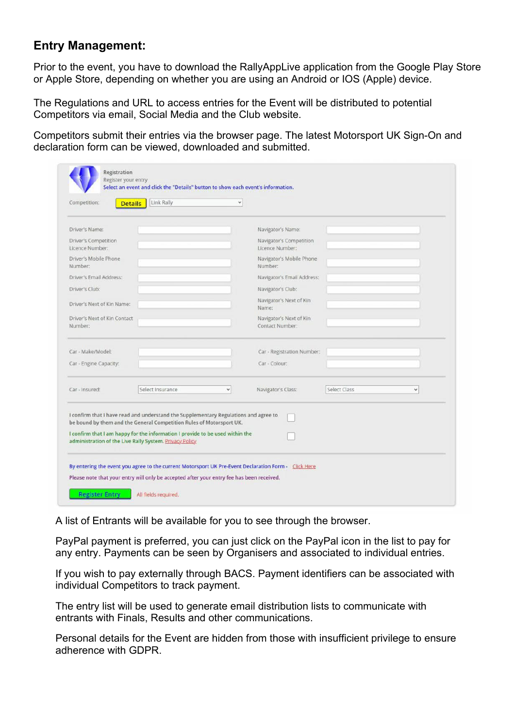## Entry Management:

Prior to the event, you have to download the RallyAppLive application from the Google Play Store or Apple Store, depending on whether you are using an Android or IOS (Apple) device.

The Regulations and URL to access entries for the Event will be distributed to potential Competitors via email, Social Media and the Club website.

Competitors submit their entries via the browser page. The latest Motorsport UK Sign-On and declaration form can be viewed, downloaded and submitted.

A list of Entrants will be available for you to see through the browser.

PayPal payment is preferred, you can just click on the PayPal icon in the list to pay for any entry. Payments can be seen by Organisers and associated to individual entries.

If you wish to pay externally through BACS. Payment identifiers can be associated with individual Competitors to track payment.

The entry list will be used to generate email distribution lists to communicate with entrants with Finals, Results and other communications.

Personal details for the Event are hidden from those with insufficient privilege to ensure adherence with GDPR.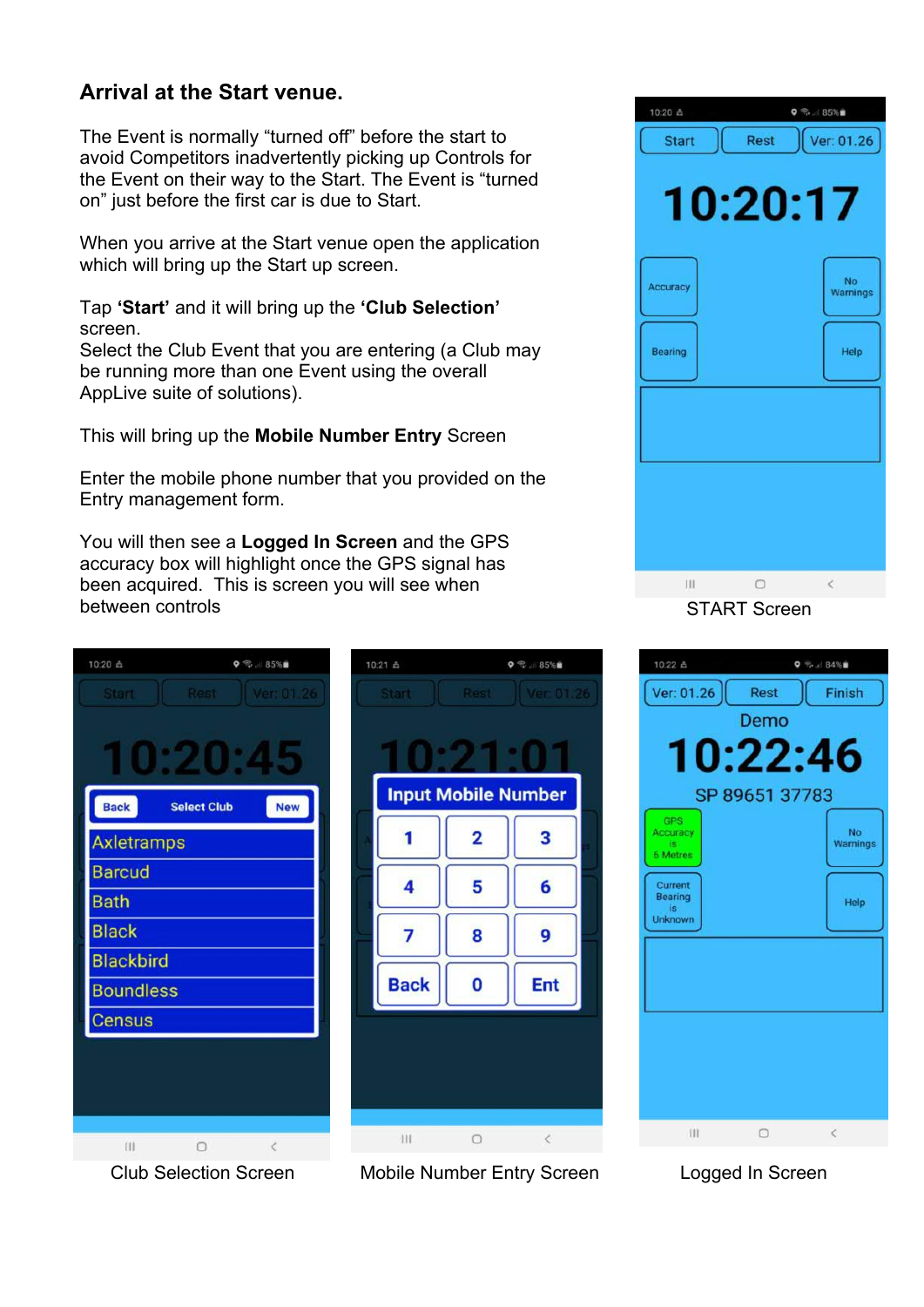## Arrival at the Start venue.

The Event is normally "turned off" before the start to avoid Competitors inadvertently picking up Controls for the Event on their way to the Start. The Event is "turned on" just before the first car is due to Start.

When you arrive at the Start venue open the application which will bring up the Start up screen.

Tap **'Start'** and it will bring up the **'Club Selection'** screen.
Select the Club Event that you are entering (a Club may be running more than one Event using the overall AppLive suite of solutions).

This will bring up the **Mobile Number Entry** Screen

Enter the mobile phone number that you provided on the Entry management form.

You will then see a **Logged In Screen** and the GPS accuracy box will highlight once the GPS signal has been acquired. This is screen you will see when between controls

START Screen

Club Selection Screen

Mobile Number Entry Screen

Logged In Screen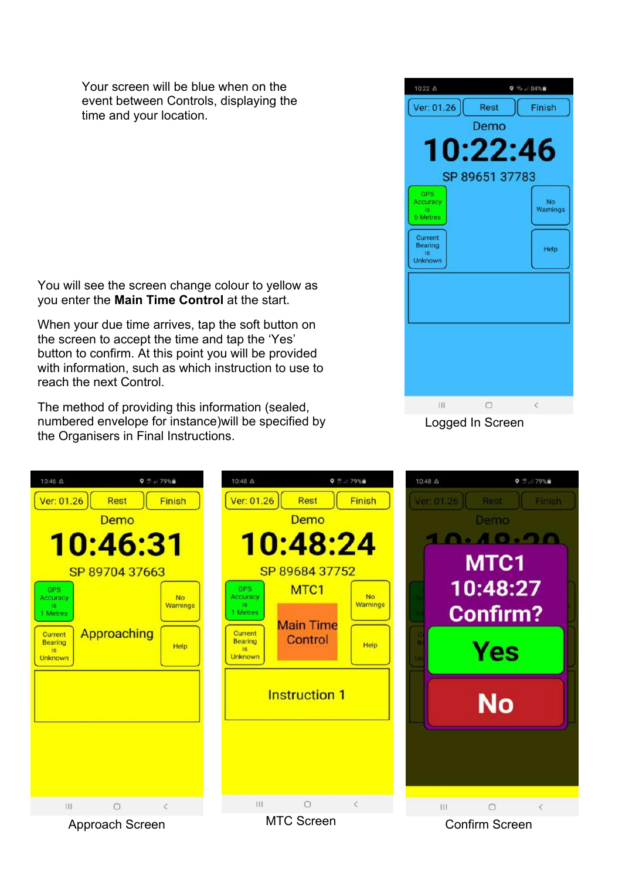Your screen will be blue when on the event between Controls, displaying the time and your location.

Logged In Screen

You will see the screen change colour to yellow as you enter the **Main Time Control** at the start.

When your due time arrives, tap the soft button on the screen to accept the time and tap the 'Yes' button to confirm. At this point you will be provided with information, such as which instruction to use to reach the next Control.

The method of providing this information (sealed, numbered envelope for instance)will be specified by the Organisers in Final Instructions.

Approach Screen

MTC Screen

Confirm Screen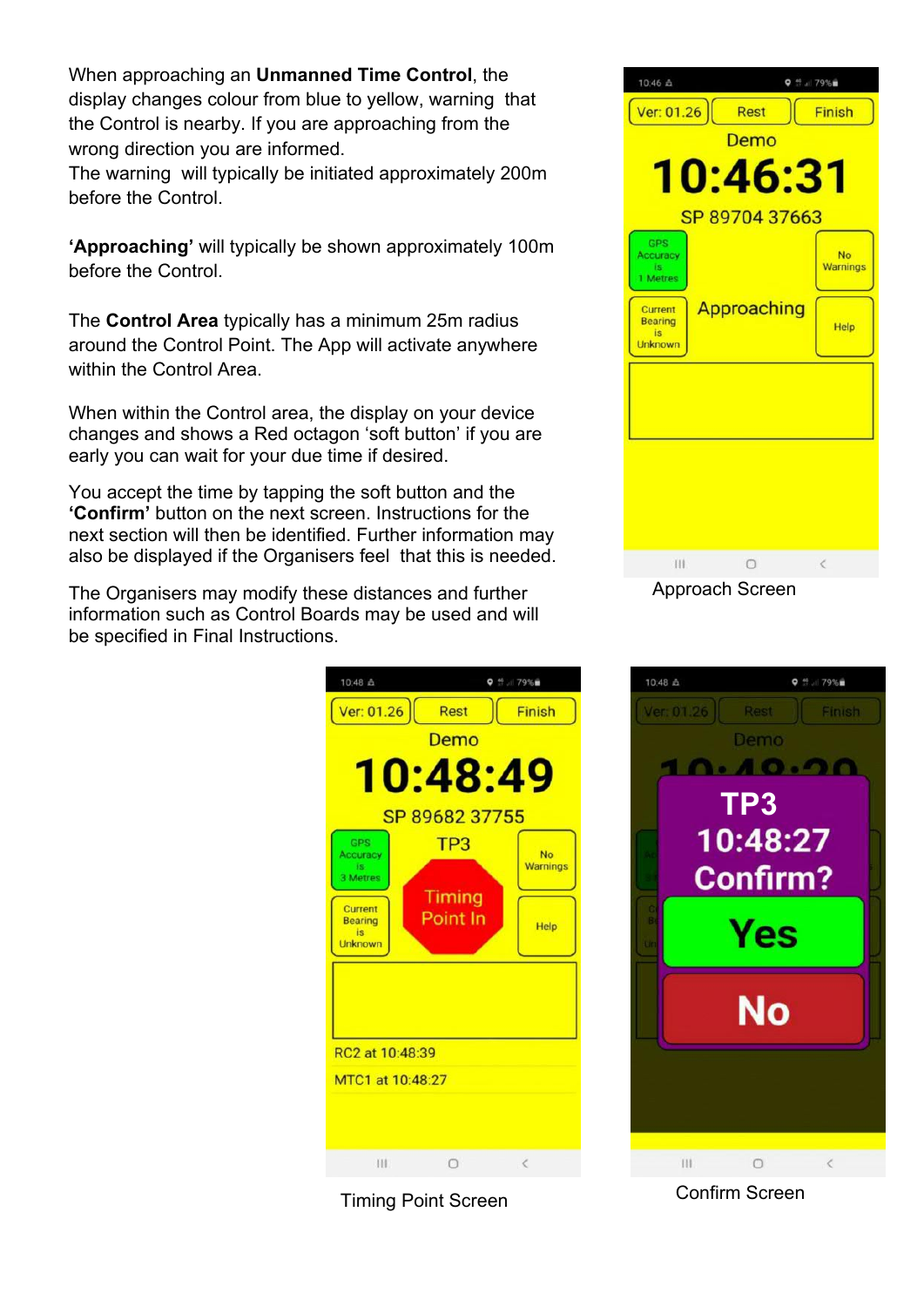When approaching an **Unmanned Time Control**, the display changes colour from blue to yellow, warning that the Control is nearby. If you are approaching from the wrong direction you are informed.
The warning will typically be initiated approximately 200m before the Control.

**'Approaching'** will typically be shown approximately 100m before the Control.

The **Control Area** typically has a minimum 25m radius around the Control Point. The App will activate anywhere within the Control Area.

When within the Control area, the display on your device changes and shows a Red octagon 'soft button' if you are early you can wait for your due time if desired.

You accept the time by tapping the soft button and the **'Confirm'** button on the next screen. Instructions for the next section will then be identified. Further information may also be displayed if the Organisers feel that this is needed.

The Organisers may modify these distances and further information such as Control Boards may be used and will be specified in Final Instructions.

Approach Screen

Timing Point Screen

Confirm Screen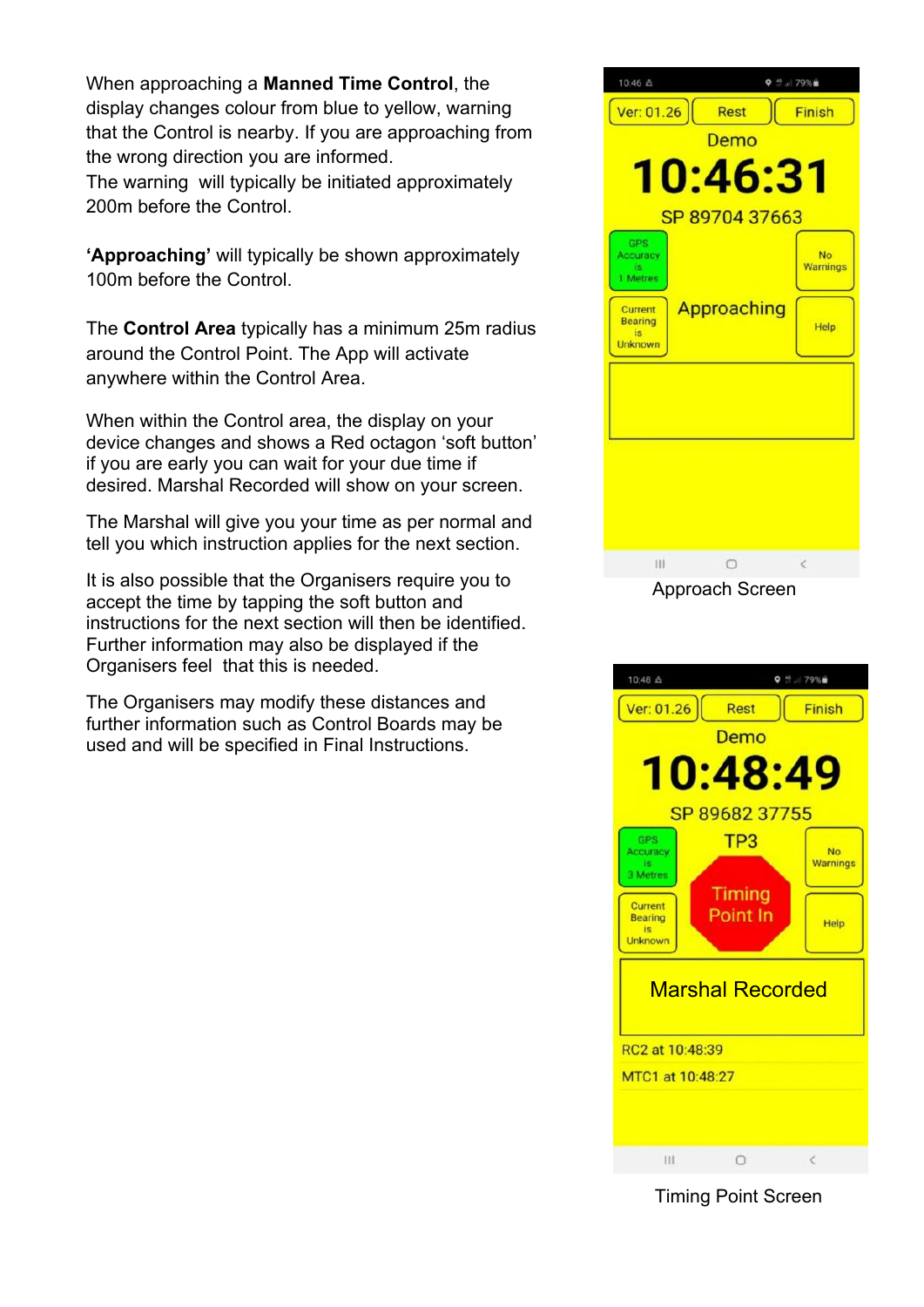When approaching a **Manned Time Control**, the display changes colour from blue to yellow, warning that the Control is nearby. If you are approaching from the wrong direction you are informed.
The warning will typically be initiated approximately 200m before the Control.

**'Approaching'** will typically be shown approximately 100m before the Control.

The **Control Area** typically has a minimum 25m radius around the Control Point. The App will activate anywhere within the Control Area.

When within the Control area, the display on your device changes and shows a Red octagon 'soft button' if you are early you can wait for your due time if desired. Marshal Recorded will show on your screen.

The Marshal will give you your time as per normal and tell you which instruction applies for the next section.

It is also possible that the Organisers require you to accept the time by tapping the soft button and instructions for the next section will then be identified. Further information may also be displayed if the Organisers feel that this is needed.

The Organisers may modify these distances and further information such as Control Boards may be used and will be specified in Final Instructions.

Approach Screen

Timing Point Screen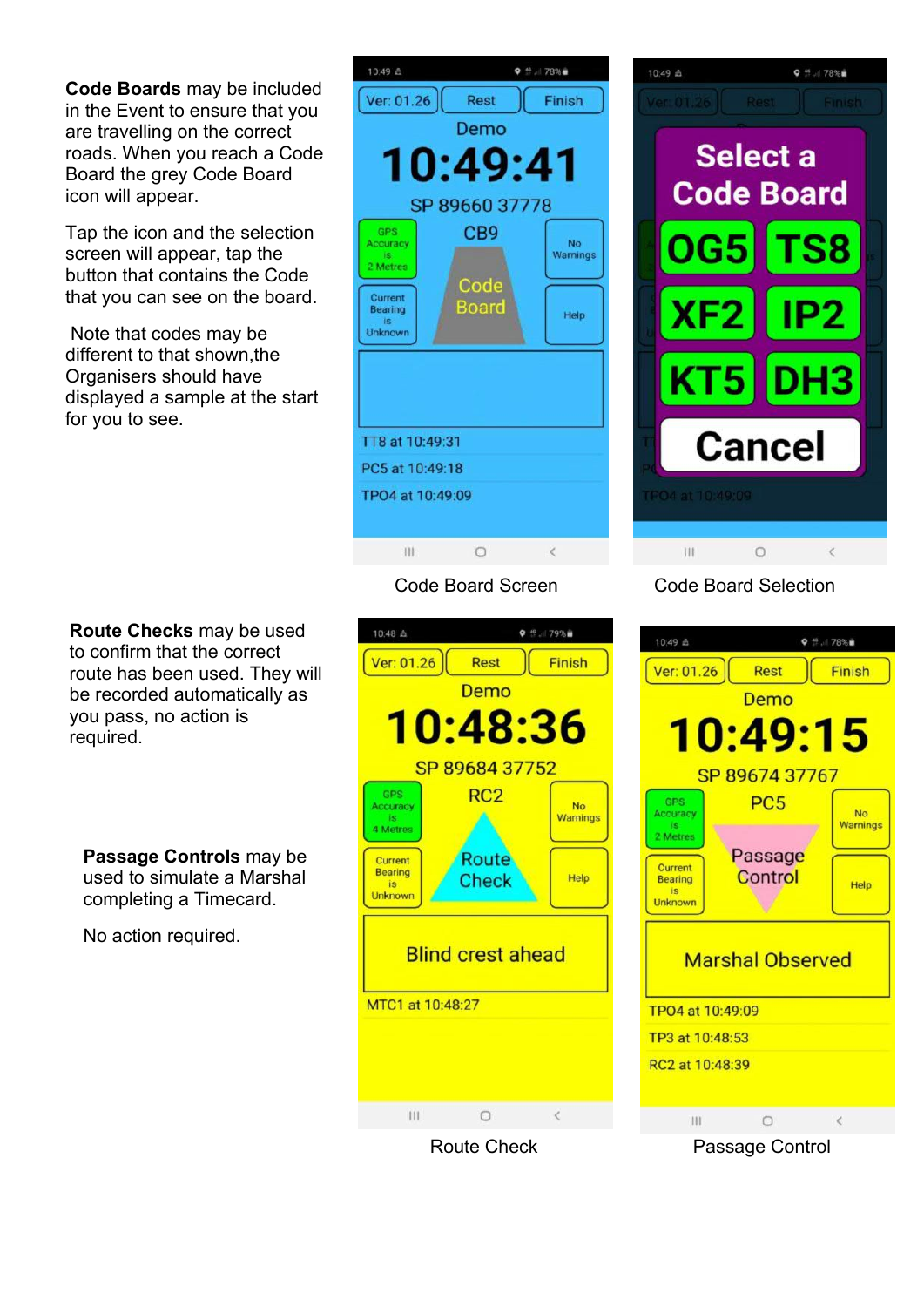**Code Boards** may be included in the Event to ensure that you are travelling on the correct roads. When you reach a Code Board the grey Code Board icon will appear.

Tap the icon and the selection screen will appear, tap the button that contains the Code that you can see on the board.

Note that codes may be different to that shown,the Organisers should have displayed a sample at the start for you to see.

Code Board Screen

Code Board Selection

**Route Checks** may be used to confirm that the correct route has been used. They will be recorded automatically as you pass, no action is required.

**Passage Controls** may be used to simulate a Marshal completing a Timecard.

No action required.

Route Check

Passage Control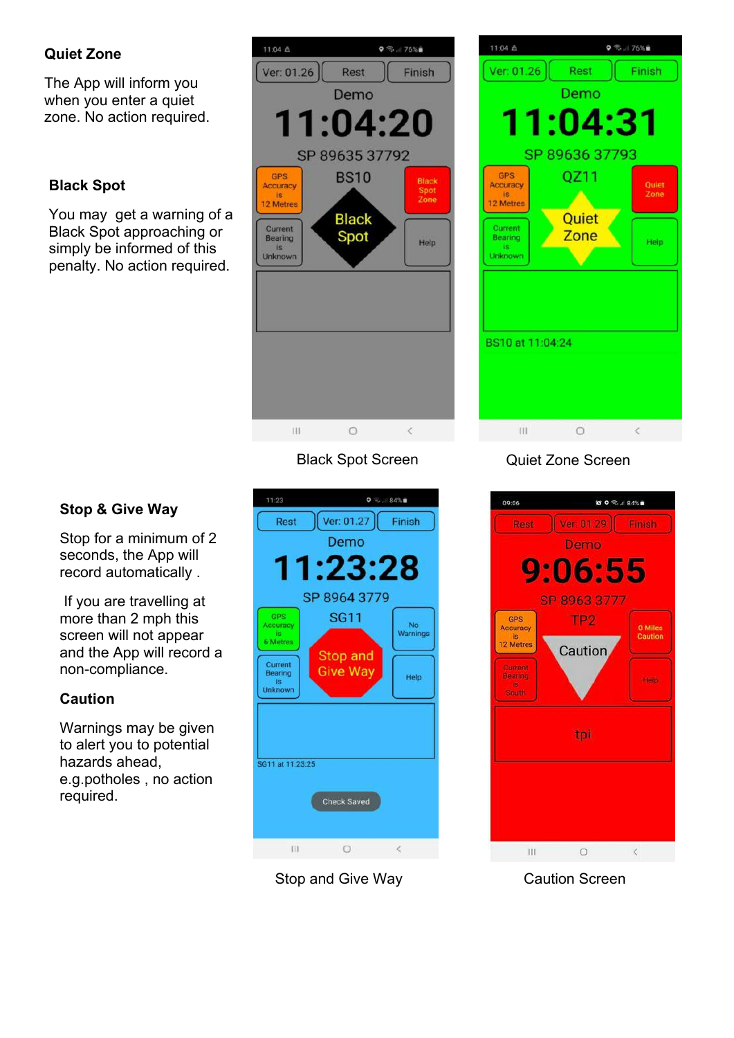### Quiet Zone

The App will inform you when you enter a quiet zone. No action required.

### Black Spot

You may get a warning of a Black Spot approaching or simply be informed of this penalty. No action required.

Black Spot Screen

Quiet Zone Screen

### Stop & Give Way

Stop for a minimum of 2 seconds, the App will record automatically .

If you are travelling at more than 2 mph this screen will not appear and the App will record a non-compliance.

### Caution

Warnings may be given to alert you to potential hazards ahead, e.g.potholes , no action required.

Stop and Give Way

Caution Screen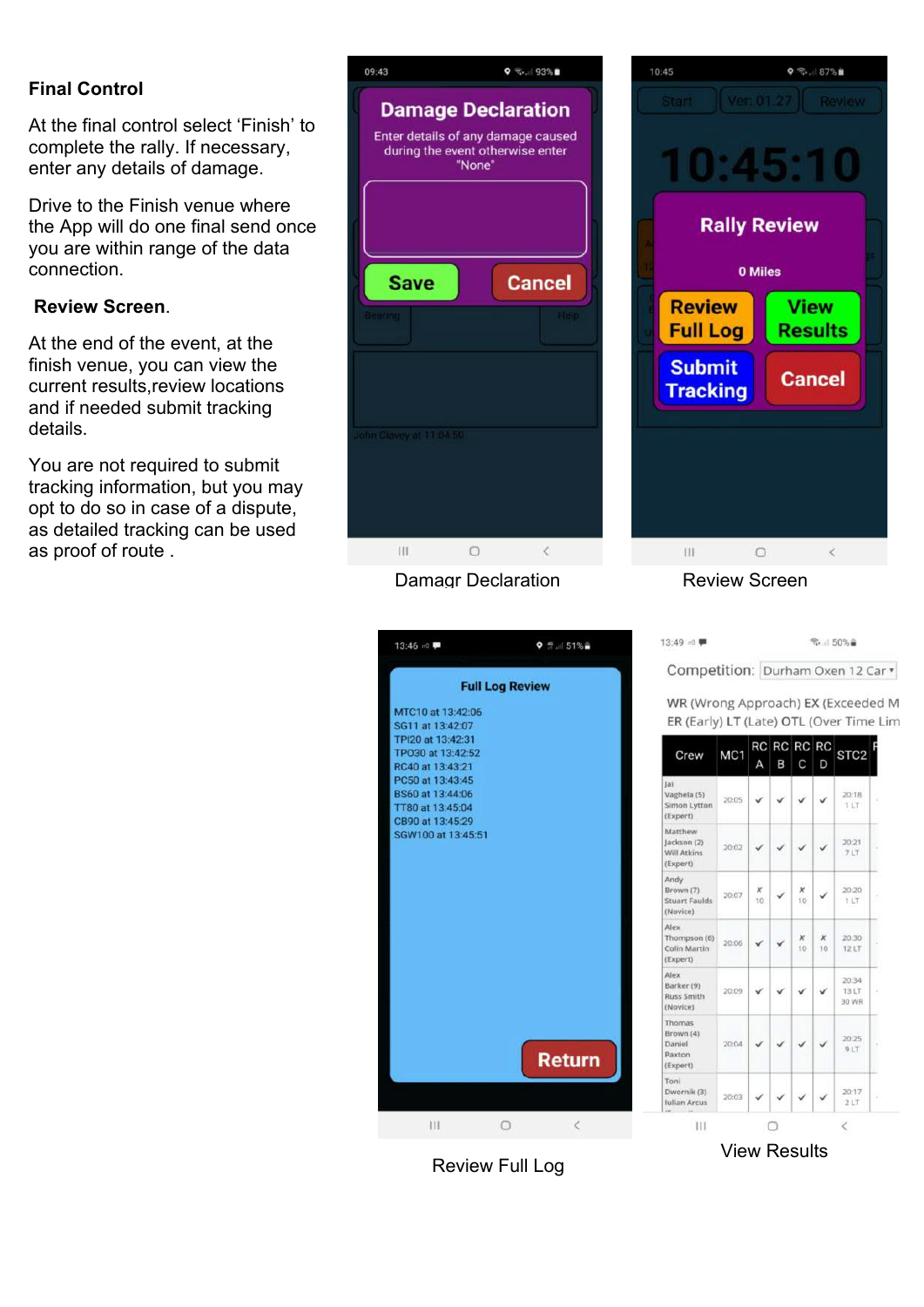**Final Control**

At the final control select 'Finish' to complete the rally. If necessary, enter any details of damage.

Drive to the Finish venue where the App will do one final send once you are within range of the data connection.

**Review Screen**.

At the end of the event, at the finish venue, you can view the current results,review locations and if needed submit tracking details.

You are not required to submit tracking information, but you may opt to do so in case of a dispute, as detailed tracking can be used as proof of route .

Damagr Declaration

Review Screen

Review Full Log

View Results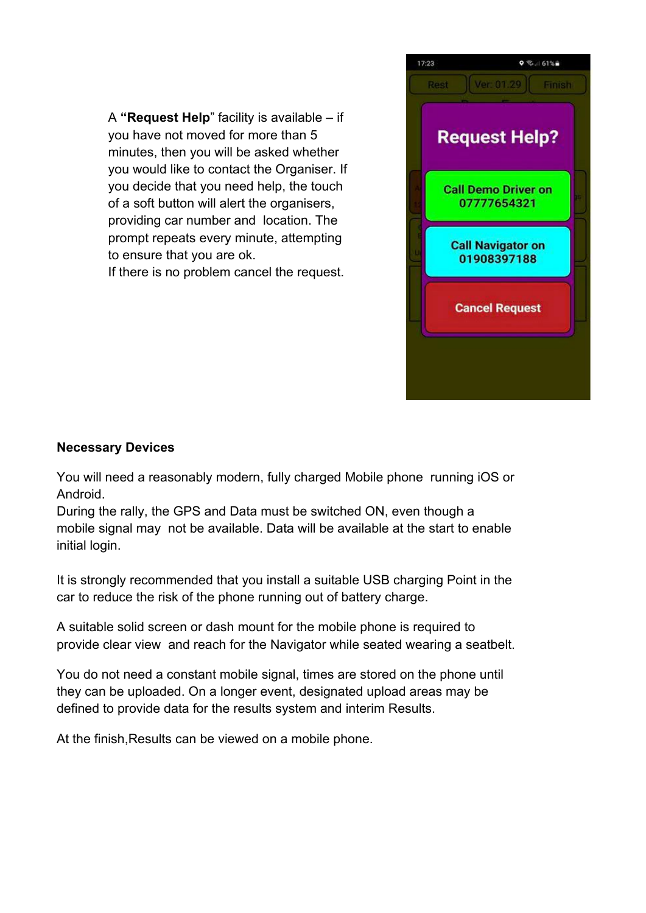A **"Request Help**" facility is available – if you have not moved for more than 5 minutes, then you will be asked whether you would like to contact the Organiser. If you decide that you need help, the touch of a soft button will alert the organisers, providing car number and location. The prompt repeats every minute, attempting to ensure that you are ok.
If there is no problem cancel the request.

**Necessary Devices**

You will need a reasonably modern, fully charged Mobile phone running iOS or Android.
During the rally, the GPS and Data must be switched ON, even though a mobile signal may not be available. Data will be available at the start to enable initial login.

It is strongly recommended that you install a suitable USB charging Point in the car to reduce the risk of the phone running out of battery charge.

A suitable solid screen or dash mount for the mobile phone is required to provide clear view and reach for the Navigator while seated wearing a seatbelt.

You do not need a constant mobile signal, times are stored on the phone until they can be uploaded. On a longer event, designated upload areas may be defined to provide data for the results system and interim Results.

At the finish,Results can be viewed on a mobile phone.